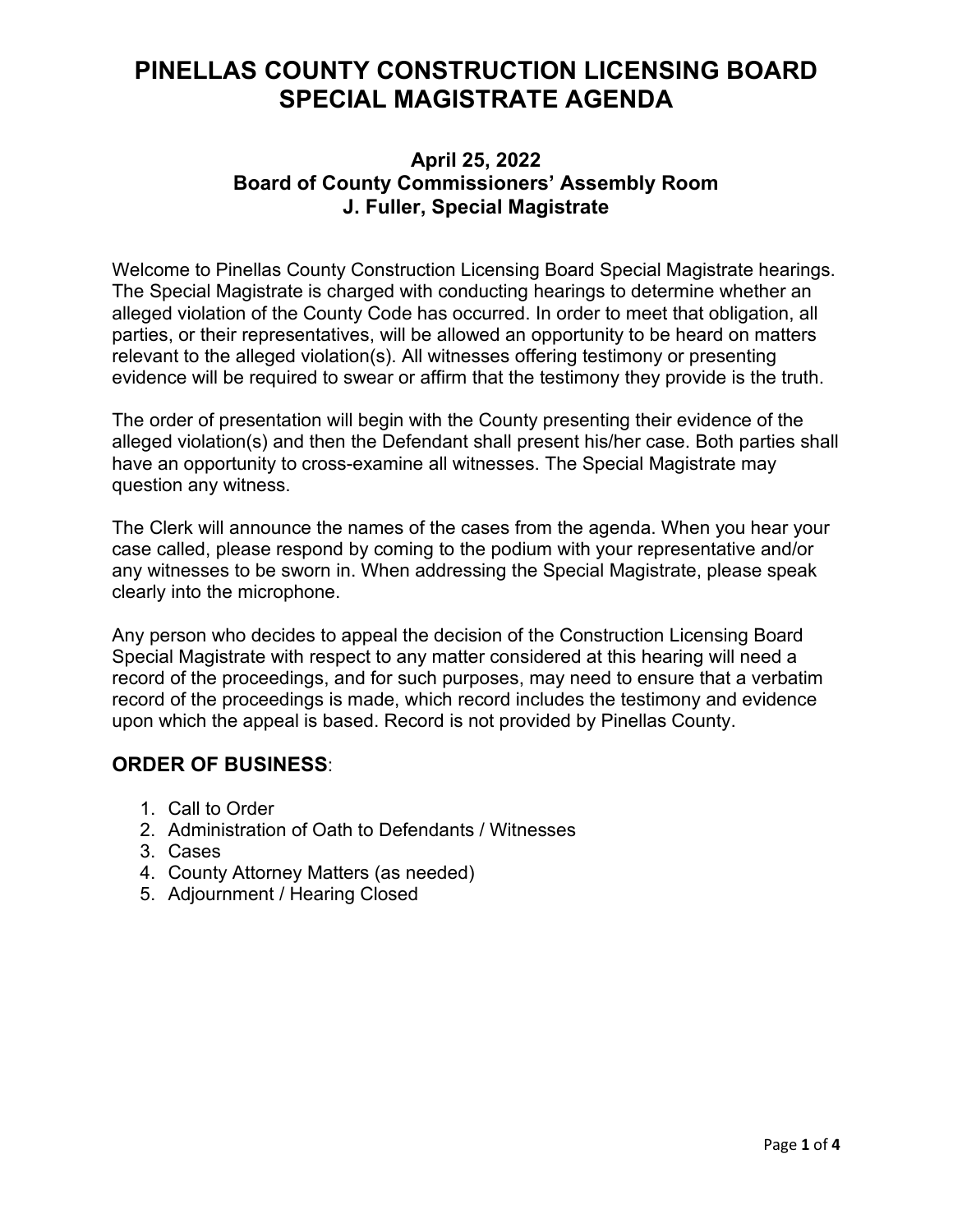# PINELLAS COUNTY CONSTRUCTION LICENSING BOARD SPECIAL MAGISTRATE AGENDA

### April 25, 2022
### Board of County Commissioners' Assembly Room
### J. Fuller, Special Magistrate

Welcome to Pinellas County Construction Licensing Board Special Magistrate hearings. The Special Magistrate is charged with conducting hearings to determine whether an alleged violation of the County Code has occurred. In order to meet that obligation, all parties, or their representatives, will be allowed an opportunity to be heard on matters relevant to the alleged violation(s). All witnesses offering testimony or presenting evidence will be required to swear or affirm that the testimony they provide is the truth.

The order of presentation will begin with the County presenting their evidence of the alleged violation(s) and then the Defendant shall present his/her case. Both parties shall have an opportunity to cross-examine all witnesses. The Special Magistrate may question any witness.

The Clerk will announce the names of the cases from the agenda. When you hear your case called, please respond by coming to the podium with your representative and/or any witnesses to be sworn in. When addressing the Special Magistrate, please speak clearly into the microphone.

Any person who decides to appeal the decision of the Construction Licensing Board Special Magistrate with respect to any matter considered at this hearing will need a record of the proceedings, and for such purposes, may need to ensure that a verbatim record of the proceedings is made, which record includes the testimony and evidence upon which the appeal is based. Record is not provided by Pinellas County.

## ORDER OF BUSINESS:

1. Call to Order
2. Administration of Oath to Defendants / Witnesses
3. Cases
4. County Attorney Matters (as needed)
5. Adjournment / Hearing Closed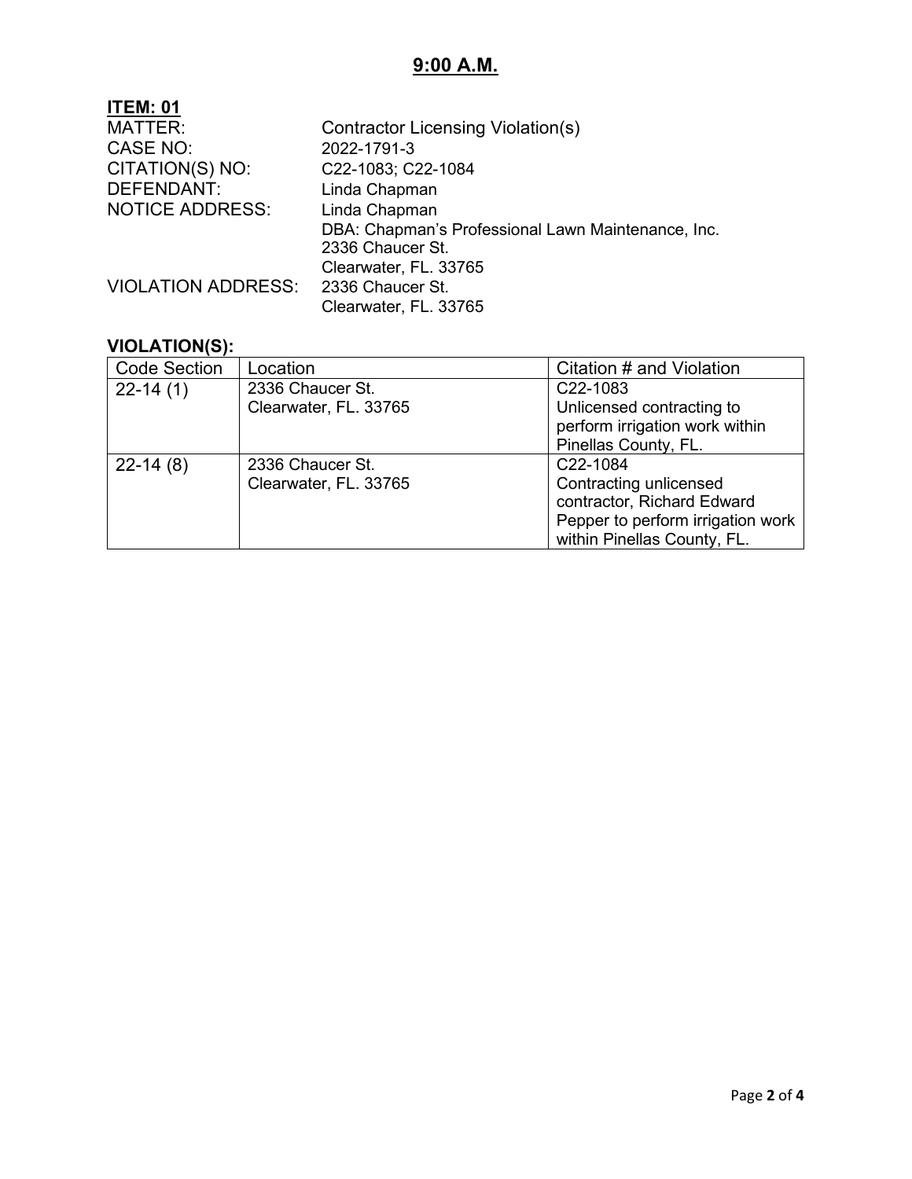## 9:00 A.M.

**ITEM: 01**

MATTER: Contractor Licensing Violation(s)
CASE NO: 2022-1791-3
CITATION(S) NO: C22-1083; C22-1084
DEFENDANT: Linda Chapman
NOTICE ADDRESS: Linda Chapman
DBA: Chapman's Professional Lawn Maintenance, Inc.
2336 Chaucer St.
Clearwater, FL. 33765
VIOLATION ADDRESS: 2336 Chaucer St.
Clearwater, FL. 33765

### VIOLATION(S):

| Code Section | Location | Citation # and Violation |
|---|---|---|
| 22-14 (1) | 2336 Chaucer St. Clearwater, FL. 33765 | C22-1083 Unlicensed contracting to perform irrigation work within Pinellas County, FL. |
| 22-14 (8) | 2336 Chaucer St. Clearwater, FL. 33765 | C22-1084 Contracting unlicensed contractor, Richard Edward Pepper to perform irrigation work within Pinellas County, FL. |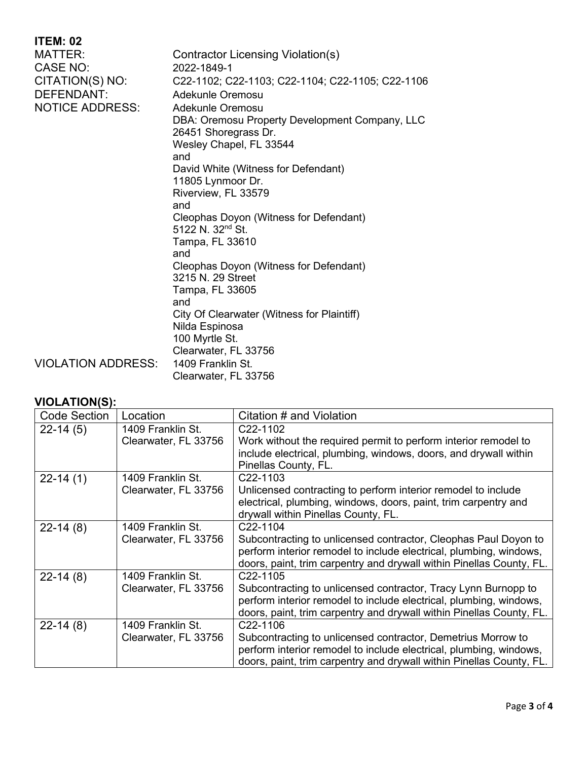**ITEM: 02**

MATTER: Contractor Licensing Violation(s)

CASE NO: 2022-1849-1

CITATION(S) NO: C22-1102; C22-1103; C22-1104; C22-1105; C22-1106

DEFENDANT: Adekunle Oremosu

NOTICE ADDRESS:
Adekunle Oremosu
DBA: Oremosu Property Development Company, LLC
26451 Shoregrass Dr.
Wesley Chapel, FL 33544
and
David White (Witness for Defendant)
11805 Lynmoor Dr.
Riverview, FL 33579
and
Cleophas Doyon (Witness for Defendant)
5122 N. 32nd St.
Tampa, FL 33610
and
Cleophas Doyon (Witness for Defendant)
3215 N. 29 Street
Tampa, FL 33605
and
City Of Clearwater (Witness for Plaintiff)
Nilda Espinosa
100 Myrtle St.
Clearwater, FL 33756

VIOLATION ADDRESS:
1409 Franklin St.
Clearwater, FL 33756

**VIOLATION(S):**

| Code Section | Location | Citation # and Violation |
|---|---|---|
| 22-14 (5) | 1409 Franklin St. Clearwater, FL 33756 | C22-1102 Work without the required permit to perform interior remodel to include electrical, plumbing, windows, doors, and drywall within Pinellas County, FL. |
| 22-14 (1) | 1409 Franklin St. Clearwater, FL 33756 | C22-1103 Unlicensed contracting to perform interior remodel to include electrical, plumbing, windows, doors, paint, trim carpentry and drywall within Pinellas County, FL. |
| 22-14 (8) | 1409 Franklin St. Clearwater, FL 33756 | C22-1104 Subcontracting to unlicensed contractor, Cleophas Paul Doyon to perform interior remodel to include electrical, plumbing, windows, doors, paint, trim carpentry and drywall within Pinellas County, FL. |
| 22-14 (8) | 1409 Franklin St. Clearwater, FL 33756 | C22-1105 Subcontracting to unlicensed contractor, Tracy Lynn Burnopp to perform interior remodel to include electrical, plumbing, windows, doors, paint, trim carpentry and drywall within Pinellas County, FL. |
| 22-14 (8) | 1409 Franklin St. Clearwater, FL 33756 | C22-1106 Subcontracting to unlicensed contractor, Demetrius Morrow to perform interior remodel to include electrical, plumbing, windows, doors, paint, trim carpentry and drywall within Pinellas County, FL. |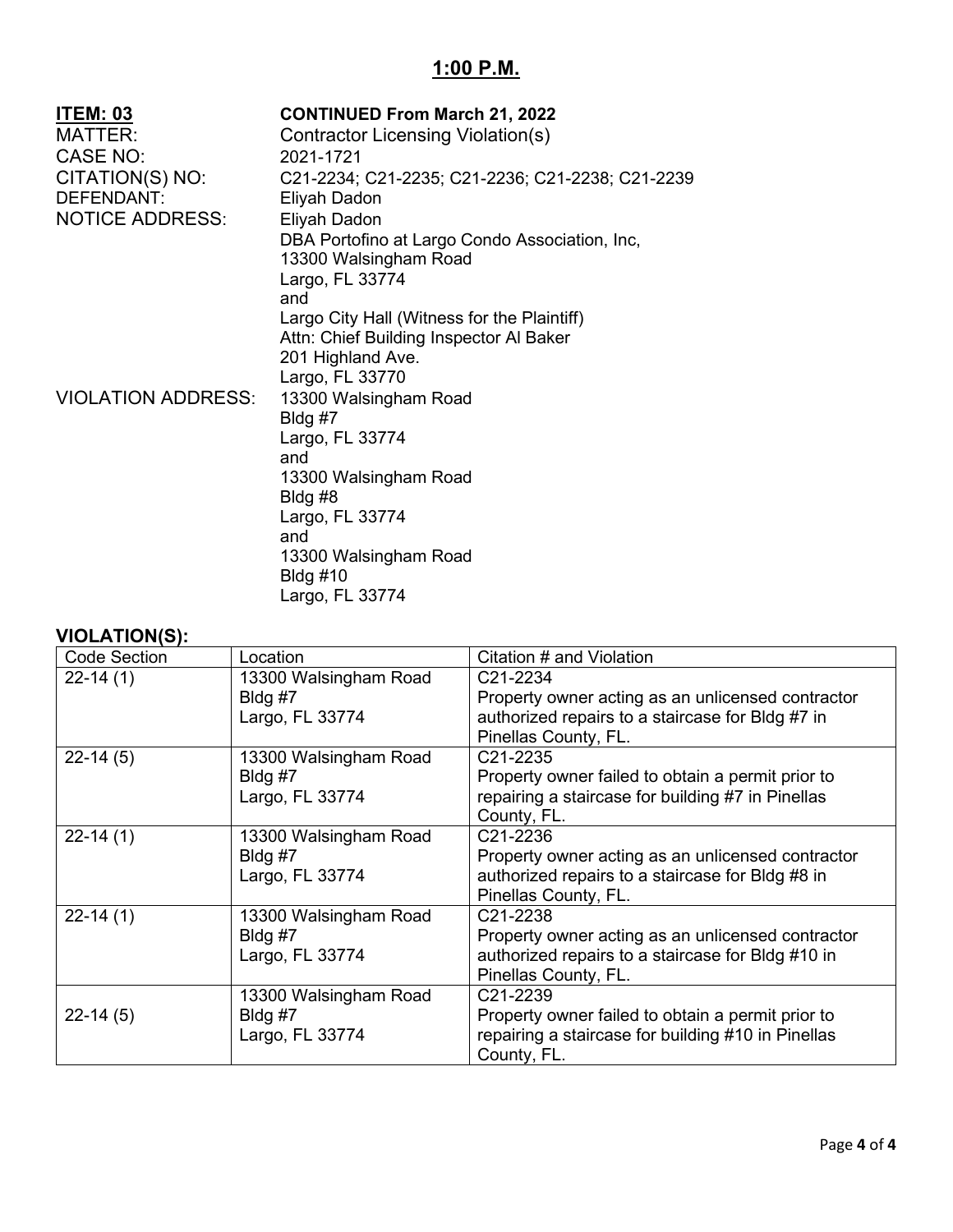## 1:00 P.M.

**ITEM: 03** **CONTINUED From March 21, 2022**

MATTER: Contractor Licensing Violation(s)

CASE NO: 2021-1721

CITATION(S) NO: C21-2234; C21-2235; C21-2236; C21-2238; C21-2239

DEFENDANT: Eliyah Dadon

NOTICE ADDRESS: Eliyah Dadon
DBA Portofino at Largo Condo Association, Inc,
13300 Walsingham Road
Largo, FL 33774
and
Largo City Hall (Witness for the Plaintiff)
Attn: Chief Building Inspector Al Baker
201 Highland Ave.
Largo, FL 33770

VIOLATION ADDRESS: 13300 Walsingham Road
Bldg #7
Largo, FL 33774
and
13300 Walsingham Road
Bldg #8
Largo, FL 33774
and
13300 Walsingham Road
Bldg #10
Largo, FL 33774

### VIOLATION(S):

| Code Section | Location | Citation # and Violation |
|---|---|---|
| 22-14 (1) | 13300 Walsingham Road Bldg #7 Largo, FL 33774 | C21-2234 Property owner acting as an unlicensed contractor authorized repairs to a staircase for Bldg #7 in Pinellas County, FL. |
| 22-14 (5) | 13300 Walsingham Road Bldg #7 Largo, FL 33774 | C21-2235 Property owner failed to obtain a permit prior to repairing a staircase for building #7 in Pinellas County, FL. |
| 22-14 (1) | 13300 Walsingham Road Bldg #7 Largo, FL 33774 | C21-2236 Property owner acting as an unlicensed contractor authorized repairs to a staircase for Bldg #8 in Pinellas County, FL. |
| 22-14 (1) | 13300 Walsingham Road Bldg #7 Largo, FL 33774 | C21-2238 Property owner acting as an unlicensed contractor authorized repairs to a staircase for Bldg #10 in Pinellas County, FL. |
| 22-14 (5) | 13300 Walsingham Road Bldg #7 Largo, FL 33774 | C21-2239 Property owner failed to obtain a permit prior to repairing a staircase for building #10 in Pinellas County, FL. |